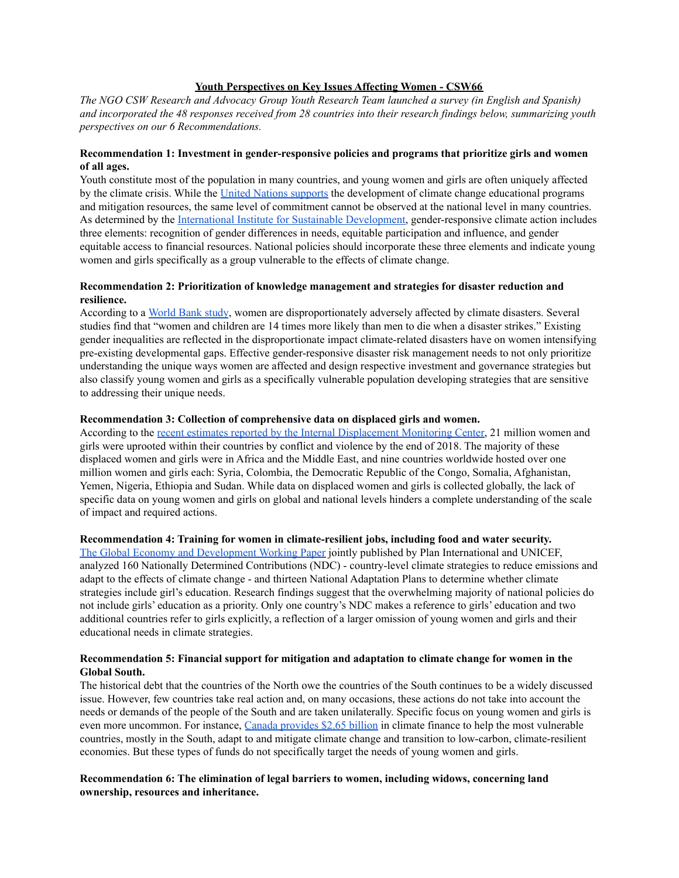# Youth Perspectives on Key Issues Affecting Women - CSW66

*The NGO CSW Research and Advocacy Group Youth Research Team launched a survey (in English and Spanish) and incorporated the 48 responses received from 28 countries into their research findings below, summarizing youth perspectives on our 6 Recommendations.*

**Recommendation 1: Investment in gender-responsive policies and programs that prioritize girls and women of all ages.**

Youth constitute most of the population in many countries, and young women and girls are often uniquely affected by the climate crisis. While the [United Nations supports](#) the development of climate change educational programs and mitigation resources, the same level of commitment cannot be observed at the national level in many countries. As determined by the [International Institute for Sustainable Development](#), gender-responsive climate action includes three elements: recognition of gender differences in needs, equitable participation and influence, and gender equitable access to financial resources. National policies should incorporate these three elements and indicate young women and girls specifically as a group vulnerable to the effects of climate change.

**Recommendation 2: Prioritization of knowledge management and strategies for disaster reduction and resilience.**

According to a [World Bank study](#), women are disproportionately adversely affected by climate disasters. Several studies find that "women and children are 14 times more likely than men to die when a disaster strikes." Existing gender inequalities are reflected in the disproportionate impact climate-related disasters have on women intensifying pre-existing developmental gaps. Effective gender-responsive disaster risk management needs to not only prioritize understanding the unique ways women are affected and design respective investment and governance strategies but also classify young women and girls as a specifically vulnerable population developing strategies that are sensitive to addressing their unique needs.

**Recommendation 3: Collection of comprehensive data on displaced girls and women.**

According to the [recent estimates reported by the Internal Displacement Monitoring Center](#), 21 million women and girls were uprooted within their countries by conflict and violence by the end of 2018. The majority of these displaced women and girls were in Africa and the Middle East, and nine countries worldwide hosted over one million women and girls each: Syria, Colombia, the Democratic Republic of the Congo, Somalia, Afghanistan, Yemen, Nigeria, Ethiopia and Sudan. While data on displaced women and girls is collected globally, the lack of specific data on young women and girls on global and national levels hinders a complete understanding of the scale of impact and required actions.

**Recommendation 4: Training for women in climate-resilient jobs, including food and water security.**

[The Global Economy and Development Working Paper](#) jointly published by Plan International and UNICEF, analyzed 160 Nationally Determined Contributions (NDC) - country-level climate strategies to reduce emissions and adapt to the effects of climate change - and thirteen National Adaptation Plans to determine whether climate strategies include girl's education. Research findings suggest that the overwhelming majority of national policies do not include girls' education as a priority. Only one country's NDC makes a reference to girls' education and two additional countries refer to girls explicitly, a reflection of a larger omission of young women and girls and their educational needs in climate strategies.

**Recommendation 5: Financial support for mitigation and adaptation to climate change for women in the Global South.**

The historical debt that the countries of the North owe the countries of the South continues to be a widely discussed issue. However, few countries take real action and, on many occasions, these actions do not take into account the needs or demands of the people of the South and are taken unilaterally. Specific focus on young women and girls is even more uncommon. For instance, [Canada provides $2.65 billion](#) in climate finance to help the most vulnerable countries, mostly in the South, adapt to and mitigate climate change and transition to low-carbon, climate-resilient economies. But these types of funds do not specifically target the needs of young women and girls.

**Recommendation 6: The elimination of legal barriers to women, including widows, concerning land ownership, resources and inheritance.**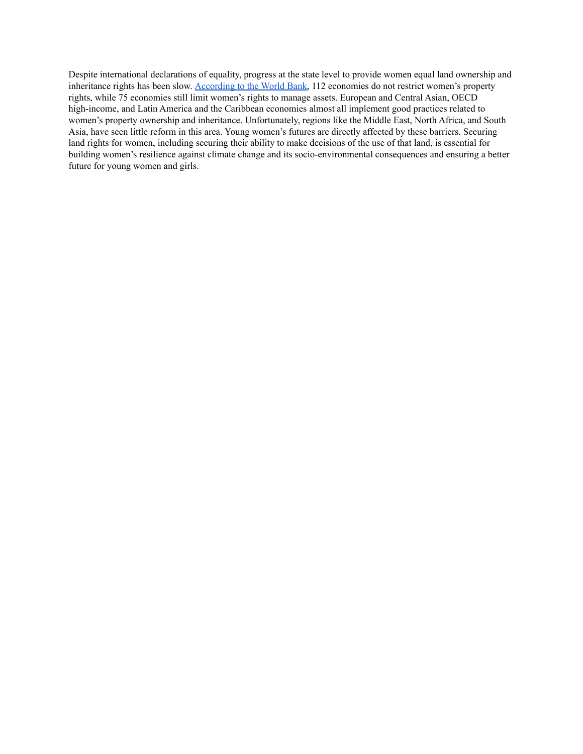Despite international declarations of equality, progress at the state level to provide women equal land ownership and inheritance rights has been slow. According to the World Bank, 112 economies do not restrict women's property rights, while 75 economies still limit women's rights to manage assets. European and Central Asian, OECD high-income, and Latin America and the Caribbean economies almost all implement good practices related to women's property ownership and inheritance. Unfortunately, regions like the Middle East, North Africa, and South Asia, have seen little reform in this area. Young women's futures are directly affected by these barriers. Securing land rights for women, including securing their ability to make decisions of the use of that land, is essential for building women's resilience against climate change and its socio-environmental consequences and ensuring a better future for young women and girls.